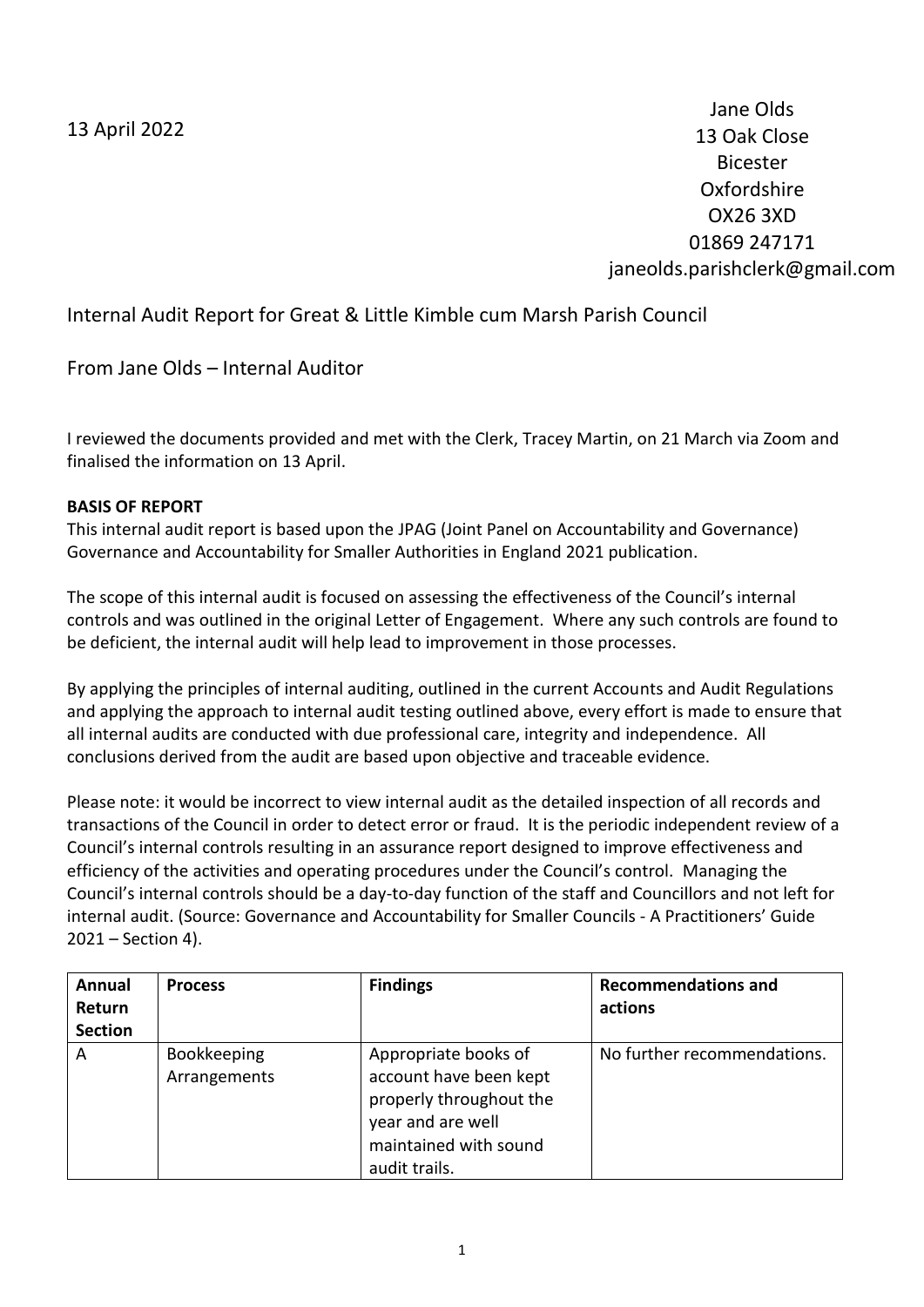13 April 2022

Jane Olds
13 Oak Close
Bicester
Oxfordshire
OX26 3XD
01869 247171
janeolds.parishclerk@gmail.com

Internal Audit Report for Great & Little Kimble cum Marsh Parish Council

From Jane Olds – Internal Auditor

I reviewed the documents provided and met with the Clerk, Tracey Martin, on 21 March via Zoom and finalised the information on 13 April.

**BASIS OF REPORT**

This internal audit report is based upon the JPAG (Joint Panel on Accountability and Governance) Governance and Accountability for Smaller Authorities in England 2021 publication.

The scope of this internal audit is focused on assessing the effectiveness of the Council's internal controls and was outlined in the original Letter of Engagement. Where any such controls are found to be deficient, the internal audit will help lead to improvement in those processes.

By applying the principles of internal auditing, outlined in the current Accounts and Audit Regulations and applying the approach to internal audit testing outlined above, every effort is made to ensure that all internal audits are conducted with due professional care, integrity and independence. All conclusions derived from the audit are based upon objective and traceable evidence.

Please note: it would be incorrect to view internal audit as the detailed inspection of all records and transactions of the Council in order to detect error or fraud. It is the periodic independent review of a Council's internal controls resulting in an assurance report designed to improve effectiveness and efficiency of the activities and operating procedures under the Council's control. Managing the Council's internal controls should be a day-to-day function of the staff and Councillors and not left for internal audit. (Source: Governance and Accountability for Smaller Councils - A Practitioners' Guide 2021 – Section 4).

| Annual Return Section | Process | Findings | Recommendations and actions |
|---|---|---|---|
| A | Bookkeeping Arrangements | Appropriate books of account have been kept properly throughout the year and are well maintained with sound audit trails. | No further recommendations. |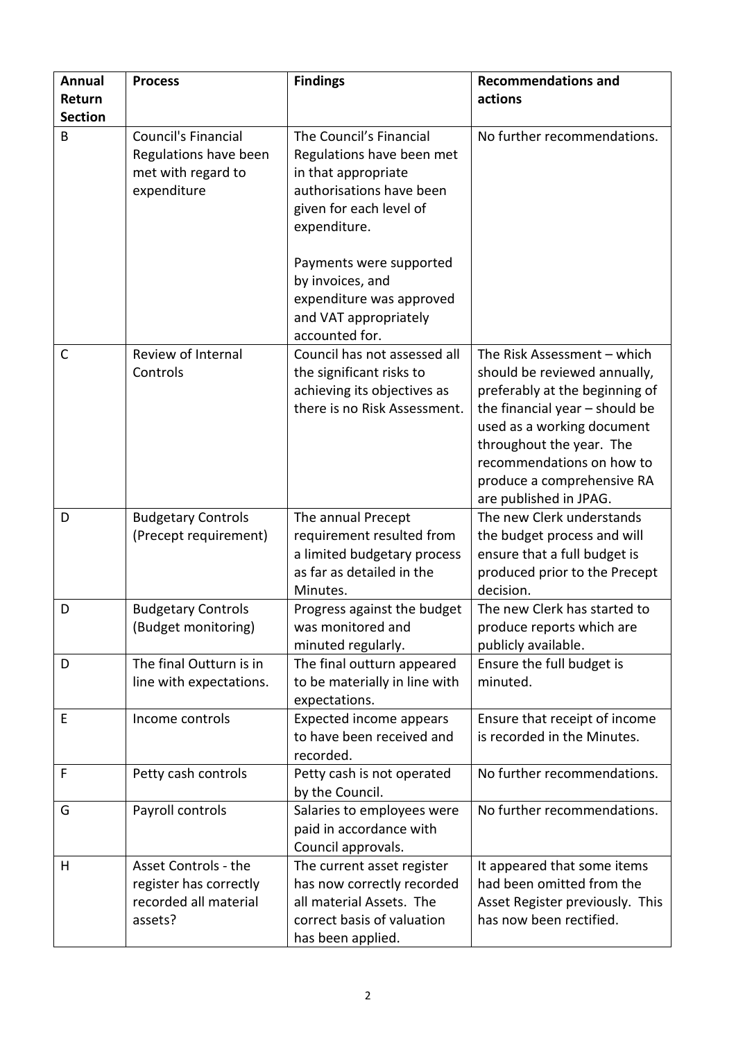| Annual Return Section | Process | Findings | Recommendations and actions |
|---|---|---|---|
| B | Council's Financial Regulations have been met with regard to expenditure | The Council's Financial Regulations have been met in that appropriate authorisations have been given for each level of expenditure.<br><br>Payments were supported by invoices, and expenditure was approved and VAT appropriately accounted for. | No further recommendations. |
| C | Review of Internal Controls | Council has not assessed all the significant risks to achieving its objectives as there is no Risk Assessment. | The Risk Assessment – which should be reviewed annually, preferably at the beginning of the financial year – should be used as a working document throughout the year. The recommendations on how to produce a comprehensive RA are published in JPAG. |
| D | Budgetary Controls (Precept requirement) | The annual Precept requirement resulted from a limited budgetary process as far as detailed in the Minutes. | The new Clerk understands the budget process and will ensure that a full budget is produced prior to the Precept decision. |
| D | Budgetary Controls (Budget monitoring) | Progress against the budget was monitored and minuted regularly. | The new Clerk has started to produce reports which are publicly available. |
| D | The final Outturn is in line with expectations. | The final outturn appeared to be materially in line with expectations. | Ensure the full budget is minuted. |
| E | Income controls | Expected income appears to have been received and recorded. | Ensure that receipt of income is recorded in the Minutes. |
| F | Petty cash controls | Petty cash is not operated by the Council. | No further recommendations. |
| G | Payroll controls | Salaries to employees were paid in accordance with Council approvals. | No further recommendations. |
| H | Asset Controls - the register has correctly recorded all material assets? | The current asset register has now correctly recorded all material Assets. The correct basis of valuation has been applied. | It appeared that some items had been omitted from the Asset Register previously. This has now been rectified. |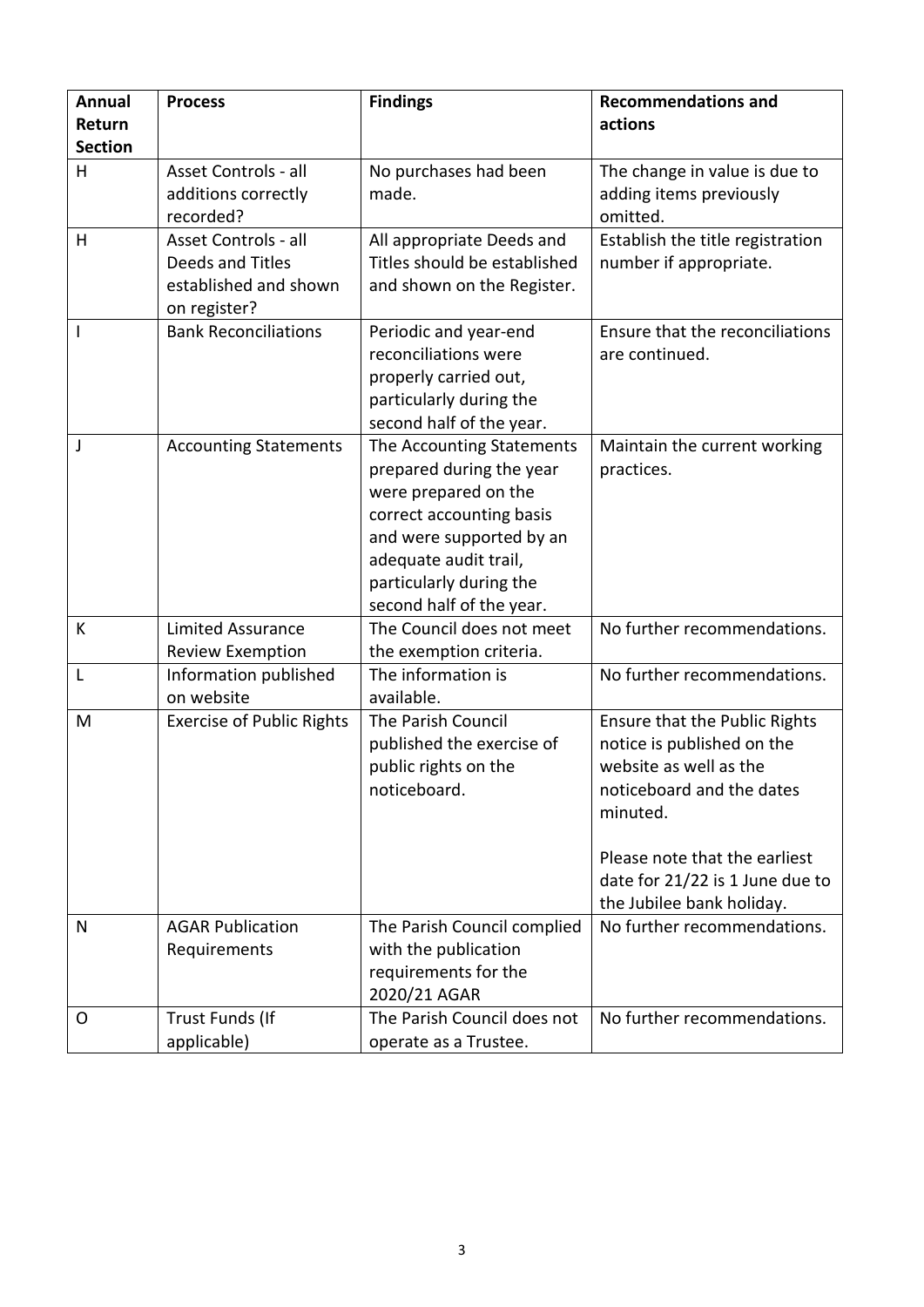| Annual Return Section | Process | Findings | Recommendations and actions |
|---|---|---|---|
| H | Asset Controls - all additions correctly recorded? | No purchases had been made. | The change in value is due to adding items previously omitted. |
| H | Asset Controls - all Deeds and Titles established and shown on register? | All appropriate Deeds and Titles should be established and shown on the Register. | Establish the title registration number if appropriate. |
| I | Bank Reconciliations | Periodic and year-end reconciliations were properly carried out, particularly during the second half of the year. | Ensure that the reconciliations are continued. |
| J | Accounting Statements | The Accounting Statements prepared during the year were prepared on the correct accounting basis and were supported by an adequate audit trail, particularly during the second half of the year. | Maintain the current working practices. |
| K | Limited Assurance Review Exemption | The Council does not meet the exemption criteria. | No further recommendations. |
| L | Information published on website | The information is available. | No further recommendations. |
| M | Exercise of Public Rights | The Parish Council published the exercise of public rights on the noticeboard. | Ensure that the Public Rights notice is published on the website as well as the noticeboard and the dates minuted.<br><br>Please note that the earliest date for 21/22 is 1 June due to the Jubilee bank holiday. |
| N | AGAR Publication Requirements | The Parish Council complied with the publication requirements for the 2020/21 AGAR | No further recommendations. |
| O | Trust Funds (If applicable) | The Parish Council does not operate as a Trustee. | No further recommendations. |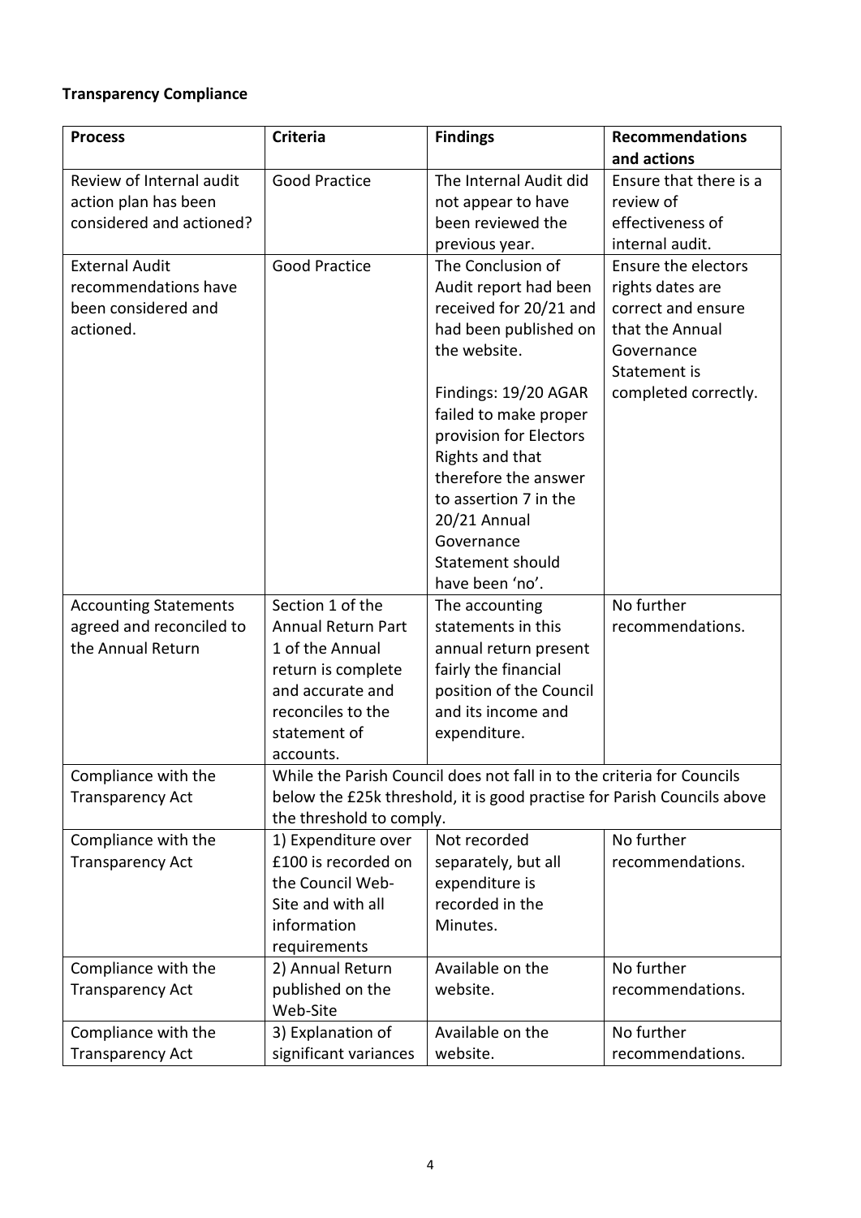**Transparency Compliance**

| Process | Criteria | Findings | Recommendations and actions |
|---|---|---|---|
| Review of Internal audit action plan has been considered and actioned? | Good Practice | The Internal Audit did not appear to have been reviewed the previous year. | Ensure that there is a review of effectiveness of internal audit. |
| External Audit recommendations have been considered and actioned. | Good Practice | The Conclusion of Audit report had been received for 20/21 and had been published on the website.<br><br>Findings: 19/20 AGAR failed to make proper provision for Electors Rights and that therefore the answer to assertion 7 in the 20/21 Annual Governance Statement should have been 'no'. | Ensure the electors rights dates are correct and ensure that the Annual Governance Statement is completed correctly. |
| Accounting Statements agreed and reconciled to the Annual Return | Section 1 of the Annual Return Part 1 of the Annual return is complete and accurate and reconciles to the statement of accounts. | The accounting statements in this annual return present fairly the financial position of the Council and its income and expenditure. | No further recommendations. |
| Compliance with the Transparency Act | While the Parish Council does not fall in to the criteria for Councils below the £25k threshold, it is good practise for Parish Councils above the threshold to comply. | | |
| Compliance with the Transparency Act | 1) Expenditure over £100 is recorded on the Council Web-Site and with all information requirements | Not recorded separately, but all expenditure is recorded in the Minutes. | No further recommendations. |
| Compliance with the Transparency Act | 2) Annual Return published on the Web-Site | Available on the website. | No further recommendations. |
| Compliance with the Transparency Act | 3) Explanation of significant variances | Available on the website. | No further recommendations. |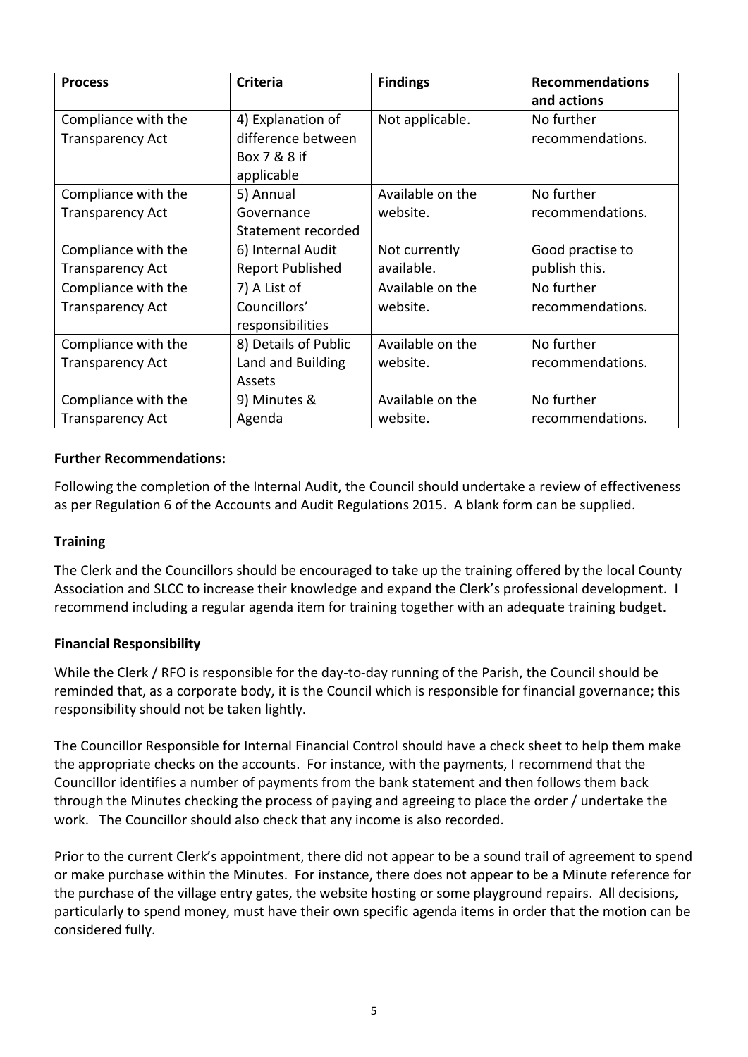| Process | Criteria | Findings | Recommendations and actions |
|---|---|---|---|
| Compliance with the Transparency Act | 4) Explanation of difference between Box 7 & 8 if applicable | Not applicable. | No further recommendations. |
| Compliance with the Transparency Act | 5) Annual Governance Statement recorded | Available on the website. | No further recommendations. |
| Compliance with the Transparency Act | 6) Internal Audit Report Published | Not currently available. | Good practise to publish this. |
| Compliance with the Transparency Act | 7) A List of Councillors' responsibilities | Available on the website. | No further recommendations. |
| Compliance with the Transparency Act | 8) Details of Public Land and Building Assets | Available on the website. | No further recommendations. |
| Compliance with the Transparency Act | 9) Minutes & Agenda | Available on the website. | No further recommendations. |

**Further Recommendations:**

Following the completion of the Internal Audit, the Council should undertake a review of effectiveness as per Regulation 6 of the Accounts and Audit Regulations 2015. A blank form can be supplied.

**Training**

The Clerk and the Councillors should be encouraged to take up the training offered by the local County Association and SLCC to increase their knowledge and expand the Clerk's professional development. I recommend including a regular agenda item for training together with an adequate training budget.

**Financial Responsibility**

While the Clerk / RFO is responsible for the day-to-day running of the Parish, the Council should be reminded that, as a corporate body, it is the Council which is responsible for financial governance; this responsibility should not be taken lightly.

The Councillor Responsible for Internal Financial Control should have a check sheet to help them make the appropriate checks on the accounts. For instance, with the payments, I recommend that the Councillor identifies a number of payments from the bank statement and then follows them back through the Minutes checking the process of paying and agreeing to place the order / undertake the work. The Councillor should also check that any income is also recorded.

Prior to the current Clerk's appointment, there did not appear to be a sound trail of agreement to spend or make purchase within the Minutes. For instance, there does not appear to be a Minute reference for the purchase of the village entry gates, the website hosting or some playground repairs. All decisions, particularly to spend money, must have their own specific agenda items in order that the motion can be considered fully.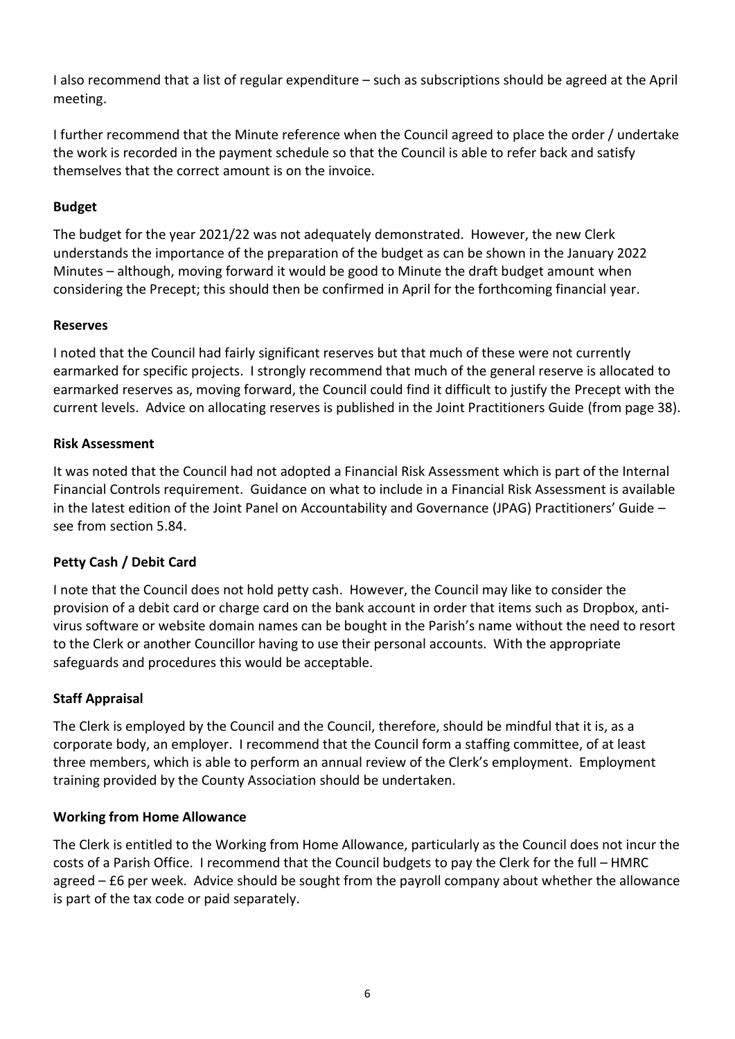I also recommend that a list of regular expenditure – such as subscriptions should be agreed at the April meeting.

I further recommend that the Minute reference when the Council agreed to place the order / undertake the work is recorded in the payment schedule so that the Council is able to refer back and satisfy themselves that the correct amount is on the invoice.

**Budget**

The budget for the year 2021/22 was not adequately demonstrated. However, the new Clerk understands the importance of the preparation of the budget as can be shown in the January 2022 Minutes – although, moving forward it would be good to Minute the draft budget amount when considering the Precept; this should then be confirmed in April for the forthcoming financial year.

**Reserves**

I noted that the Council had fairly significant reserves but that much of these were not currently earmarked for specific projects. I strongly recommend that much of the general reserve is allocated to earmarked reserves as, moving forward, the Council could find it difficult to justify the Precept with the current levels. Advice on allocating reserves is published in the Joint Practitioners Guide (from page 38).

**Risk Assessment**

It was noted that the Council had not adopted a Financial Risk Assessment which is part of the Internal Financial Controls requirement. Guidance on what to include in a Financial Risk Assessment is available in the latest edition of the Joint Panel on Accountability and Governance (JPAG) Practitioners' Guide – see from section 5.84.

**Petty Cash / Debit Card**

I note that the Council does not hold petty cash. However, the Council may like to consider the provision of a debit card or charge card on the bank account in order that items such as Dropbox, anti-virus software or website domain names can be bought in the Parish's name without the need to resort to the Clerk or another Councillor having to use their personal accounts. With the appropriate safeguards and procedures this would be acceptable.

**Staff Appraisal**

The Clerk is employed by the Council and the Council, therefore, should be mindful that it is, as a corporate body, an employer. I recommend that the Council form a staffing committee, of at least three members, which is able to perform an annual review of the Clerk's employment. Employment training provided by the County Association should be undertaken.

**Working from Home Allowance**

The Clerk is entitled to the Working from Home Allowance, particularly as the Council does not incur the costs of a Parish Office. I recommend that the Council budgets to pay the Clerk for the full – HMRC agreed – £6 per week. Advice should be sought from the payroll company about whether the allowance is part of the tax code or paid separately.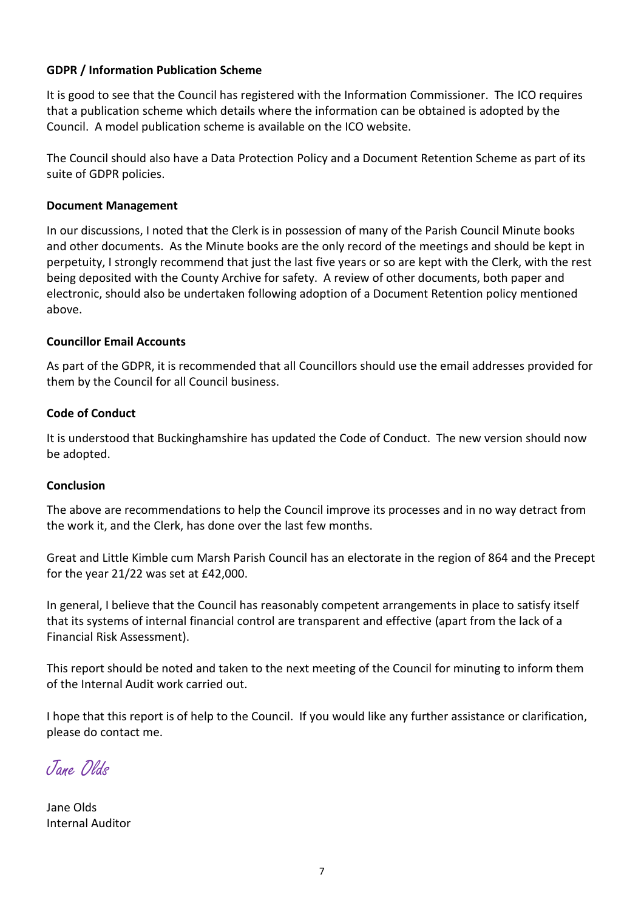**GDPR / Information Publication Scheme**

It is good to see that the Council has registered with the Information Commissioner. The ICO requires that a publication scheme which details where the information can be obtained is adopted by the Council. A model publication scheme is available on the ICO website.

The Council should also have a Data Protection Policy and a Document Retention Scheme as part of its suite of GDPR policies.

**Document Management**

In our discussions, I noted that the Clerk is in possession of many of the Parish Council Minute books and other documents. As the Minute books are the only record of the meetings and should be kept in perpetuity, I strongly recommend that just the last five years or so are kept with the Clerk, with the rest being deposited with the County Archive for safety. A review of other documents, both paper and electronic, should also be undertaken following adoption of a Document Retention policy mentioned above.

**Councillor Email Accounts**

As part of the GDPR, it is recommended that all Councillors should use the email addresses provided for them by the Council for all Council business.

**Code of Conduct**

It is understood that Buckinghamshire has updated the Code of Conduct. The new version should now be adopted.

**Conclusion**

The above are recommendations to help the Council improve its processes and in no way detract from the work it, and the Clerk, has done over the last few months.

Great and Little Kimble cum Marsh Parish Council has an electorate in the region of 864 and the Precept for the year 21/22 was set at £42,000.

In general, I believe that the Council has reasonably competent arrangements in place to satisfy itself that its systems of internal financial control are transparent and effective (apart from the lack of a Financial Risk Assessment).

This report should be noted and taken to the next meeting of the Council for minuting to inform them of the Internal Audit work carried out.

I hope that this report is of help to the Council. If you would like any further assistance or clarification, please do contact me.

*Jane Olds*

Jane Olds
Internal Auditor